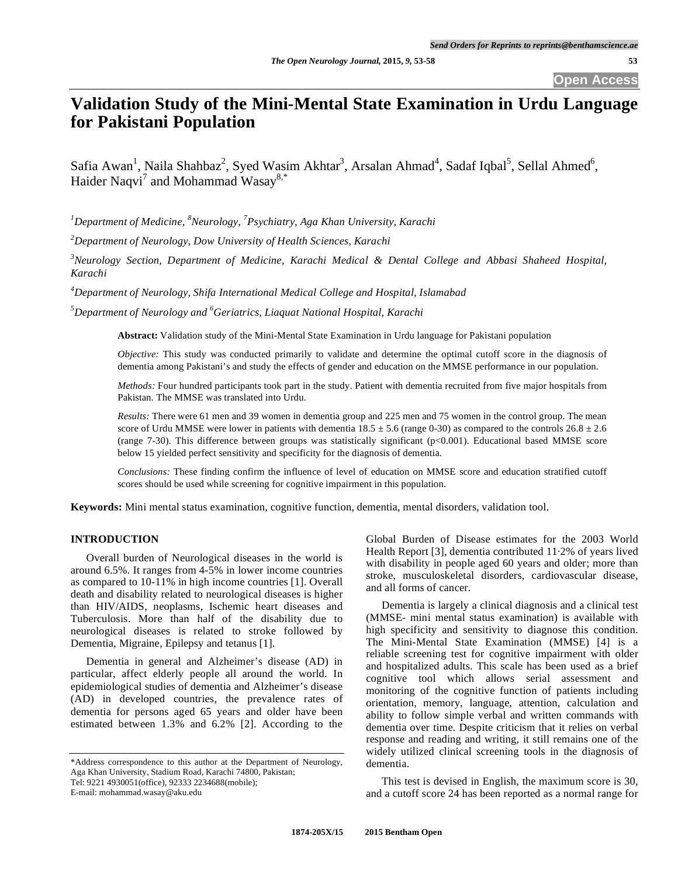# Validation Study of the Mini-Mental State Examination in Urdu Language for Pakistani Population

Safia Awan[1], Naila Shahbaz[2], Syed Wasim Akhtar[3], Arsalan Ahmad[4], Sadaf Iqbal[5], Sellal Ahmed[6], Haider Naqvi[7] and Mohammad Wasay[8,*]

[1]*Department of Medicine,* [8]*Neurology,* [7]*Psychiatry, Aga Khan University, Karachi*

[2]*Department of Neurology, Dow University of Health Sciences, Karachi*

[3]*Neurology Section, Department of Medicine, Karachi Medical & Dental College and Abbasi Shaheed Hospital, Karachi*

[4]*Department of Neurology, Shifa International Medical College and Hospital, Islamabad*

[5]*Department of Neurology and* [6]*Geriatrics, Liaquat National Hospital, Karachi*

**Abstract:** Validation study of the Mini-Mental State Examination in Urdu language for Pakistani population

*Objective:* This study was conducted primarily to validate and determine the optimal cutoff score in the diagnosis of dementia among Pakistani's and study the effects of gender and education on the MMSE performance in our population.

*Methods:* Four hundred participants took part in the study. Patient with dementia recruited from five major hospitals from Pakistan. The MMSE was translated into Urdu.

*Results:* There were 61 men and 39 women in dementia group and 225 men and 75 women in the control group. The mean score of Urdu MMSE were lower in patients with dementia $18.5 \pm 5.6$ (range 0-30) as compared to the controls $26.8 \pm 2.6$ (range 7-30). This difference between groups was statistically significant ($p<0.001$). Educational based MMSE score below 15 yielded perfect sensitivity and specificity for the diagnosis of dementia.

*Conclusions:* These finding confirm the influence of level of education on MMSE score and education stratified cutoff scores should be used while screening for cognitive impairment in this population.

**Keywords:** Mini mental status examination, cognitive function, dementia, mental disorders, validation tool.

## INTRODUCTION

Overall burden of Neurological diseases in the world is around 6.5%. It ranges from 4-5% in lower income countries as compared to 10-11% in high income countries [1]. Overall death and disability related to neurological diseases is higher than HIV/AIDS, neoplasms, Ischemic heart diseases and Tuberculosis. More than half of the disability due to neurological diseases is related to stroke followed by Dementia, Migraine, Epilepsy and tetanus [1].

Dementia in general and Alzheimer's disease (AD) in particular, affect elderly people all around the world. In epidemiological studies of dementia and Alzheimer's disease (AD) in developed countries, the prevalence rates of dementia for persons aged 65 years and older have been estimated between 1.3% and 6.2% [2]. According to the Global Burden of Disease estimates for the 2003 World Health Report [3], dementia contributed 11·2% of years lived with disability in people aged 60 years and older; more than stroke, musculoskeletal disorders, cardiovascular disease, and all forms of cancer.

Dementia is largely a clinical diagnosis and a clinical test (MMSE- mini mental status examination) is available with high specificity and sensitivity to diagnose this condition. The Mini-Mental State Examination (MMSE) [4] is a reliable screening test for cognitive impairment with older and hospitalized adults. This scale has been used as a brief cognitive tool which allows serial assessment and monitoring of the cognitive function of patients including orientation, memory, language, attention, calculation and ability to follow simple verbal and written commands with dementia over time. Despite criticism that it relies on verbal response and reading and writing, it still remains one of the widely utilized clinical screening tools in the diagnosis of dementia.

This test is devised in English, the maximum score is 30, and a cutoff score 24 has been reported as a normal range for

*Address correspondence to this author at the Department of Neurology, Aga Khan University, Stadium Road, Karachi 74800, Pakistan; Tel: 9221 4930051(office), 92333 2234688(mobile); E-mail: mohammad.wasay@aku.edu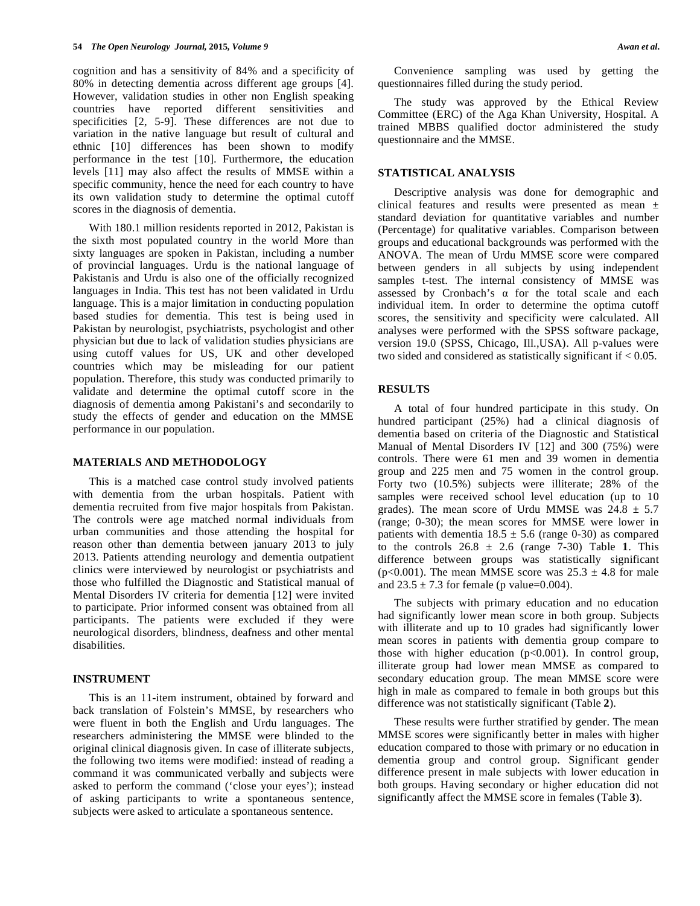cognition and has a sensitivity of 84% and a specificity of 80% in detecting dementia across different age groups [4]. However, validation studies in other non English speaking countries have reported different sensitivities and specificities [2, 5-9]. These differences are not due to variation in the native language but result of cultural and ethnic [10] differences has been shown to modify performance in the test [10]. Furthermore, the education levels [11] may also affect the results of MMSE within a specific community, hence the need for each country to have its own validation study to determine the optimal cutoff scores in the diagnosis of dementia.

With 180.1 million residents reported in 2012, Pakistan is the sixth most populated country in the world More than sixty languages are spoken in Pakistan, including a number of provincial languages. Urdu is the national language of Pakistanis and Urdu is also one of the officially recognized languages in India. This test has not been validated in Urdu language. This is a major limitation in conducting population based studies for dementia. This test is being used in Pakistan by neurologist, psychiatrists, psychologist and other physician but due to lack of validation studies physicians are using cutoff values for US, UK and other developed countries which may be misleading for our patient population. Therefore, this study was conducted primarily to validate and determine the optimal cutoff score in the diagnosis of dementia among Pakistani's and secondarily to study the effects of gender and education on the MMSE performance in our population.

## MATERIALS AND METHODOLOGY

This is a matched case control study involved patients with dementia from the urban hospitals. Patient with dementia recruited from five major hospitals from Pakistan. The controls were age matched normal individuals from urban communities and those attending the hospital for reason other than dementia between january 2013 to july 2013. Patients attending neurology and dementia outpatient clinics were interviewed by neurologist or psychiatrists and those who fulfilled the Diagnostic and Statistical manual of Mental Disorders IV criteria for dementia [12] were invited to participate. Prior informed consent was obtained from all participants. The patients were excluded if they were neurological disorders, blindness, deafness and other mental disabilities.

## INSTRUMENT

This is an 11-item instrument, obtained by forward and back translation of Folstein's MMSE, by researchers who were fluent in both the English and Urdu languages. The researchers administering the MMSE were blinded to the original clinical diagnosis given. In case of illiterate subjects, the following two items were modified: instead of reading a command it was communicated verbally and subjects were asked to perform the command ('close your eyes'); instead of asking participants to write a spontaneous sentence, subjects were asked to articulate a spontaneous sentence.

Convenience sampling was used by getting the questionnaires filled during the study period.

The study was approved by the Ethical Review Committee (ERC) of the Aga Khan University, Hospital. A trained MBBS qualified doctor administered the study questionnaire and the MMSE.

## STATISTICAL ANALYSIS

Descriptive analysis was done for demographic and clinical features and results were presented as mean ± standard deviation for quantitative variables and number (Percentage) for qualitative variables. Comparison between groups and educational backgrounds was performed with the ANOVA. The mean of Urdu MMSE score were compared between genders in all subjects by using independent samples t-test. The internal consistency of MMSE was assessed by Cronbach's $\alpha$ for the total scale and each individual item. In order to determine the optima cutoff scores, the sensitivity and specificity were calculated. All analyses were performed with the SPSS software package, version 19.0 (SPSS, Chicago, Ill.,USA). All p-values were two sided and considered as statistically significant if < 0.05.

## RESULTS

A total of four hundred participate in this study. On hundred participant (25%) had a clinical diagnosis of dementia based on criteria of the Diagnostic and Statistical Manual of Mental Disorders IV [12] and 300 (75%) were controls. There were 61 men and 39 women in dementia group and 225 men and 75 women in the control group. Forty two (10.5%) subjects were illiterate; 28% of the samples were received school level education (up to 10 grades). The mean score of Urdu MMSE was 24.8 ± 5.7 (range; 0-30); the mean scores for MMSE were lower in patients with dementia 18.5 ± 5.6 (range 0-30) as compared to the controls 26.8 ± 2.6 (range 7-30) Table **1**. This difference between groups was statistically significant ($p<0.001$). The mean MMSE score was 25.3 ± 4.8 for male and 23.5 ± 7.3 for female (p value=0.004).

The subjects with primary education and no education had significantly lower mean score in both group. Subjects with illiterate and up to 10 grades had significantly lower mean scores in patients with dementia group compare to those with higher education ($p<0.001$). In control group, illiterate group had lower mean MMSE as compared to secondary education group. The mean MMSE score were high in male as compared to female in both groups but this difference was not statistically significant (Table **2**).

These results were further stratified by gender. The mean MMSE scores were significantly better in males with higher education compared to those with primary or no education in dementia group and control group. Significant gender difference present in male subjects with lower education in both groups. Having secondary or higher education did not significantly affect the MMSE score in females (Table **3**).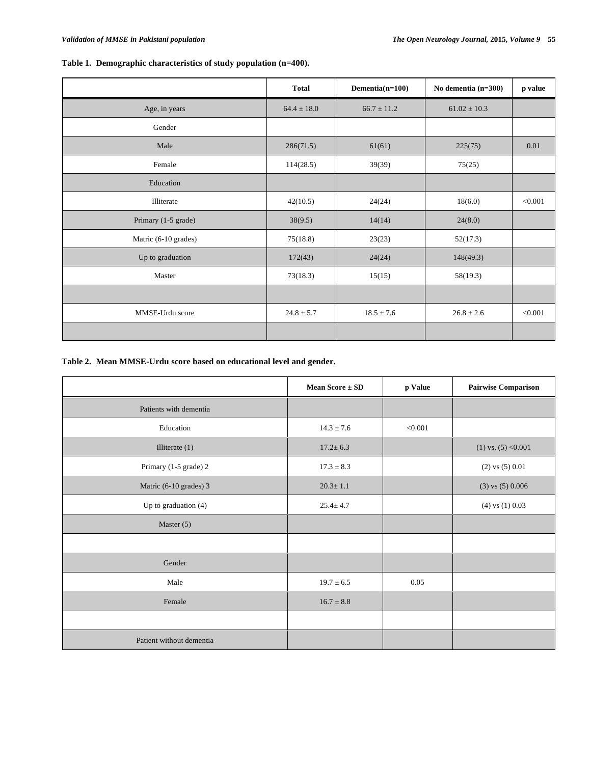**Table 1. Demographic characteristics of study population (n=400).**

| | Total | Dementia(n=100) | No dementia (n=300) | p value |
|---|---|---|---|---|
| Age, in years | 64.4 ± 18.0 | 66.7 ± 11.2 | 61.02 ± 10.3 | |
| Gender | | | | |
| Male | 286(71.5) | 61(61) | 225(75) | 0.01 |
| Female | 114(28.5) | 39(39) | 75(25) | |
| Education | | | | |
| Illiterate | 42(10.5) | 24(24) | 18(6.0) | <0.001 |
| Primary (1-5 grade) | 38(9.5) | 14(14) | 24(8.0) | |
| Matric (6-10 grades) | 75(18.8) | 23(23) | 52(17.3) | |
| Up to graduation | 172(43) | 24(24) | 148(49.3) | |
| Master | 73(18.3) | 15(15) | 58(19.3) | |
| | | | | |
| MMSE-Urdu score | 24.8 ± 5.7 | 18.5 ± 7.6 | 26.8 ± 2.6 | <0.001 |
| | | | | |

**Table 2. Mean MMSE-Urdu score based on educational level and gender.**

| | Mean Score ± SD | p Value | Pairwise Comparison |
|---|---|---|---|
| Patients with dementia | | | |
| Education | 14.3 ± 7.6 | <0.001 | |
| Illiterate (1) | 17.2± 6.3 | | (1) vs. (5) <0.001 |
| Primary (1-5 grade) 2 | 17.3 ± 8.3 | | (2) vs (5) 0.01 |
| Matric (6-10 grades) 3 | 20.3± 1.1 | | (3) vs (5) 0.006 |
| Up to graduation (4) | 25.4± 4.7 | | (4) vs (1) 0.03 |
| Master (5) | | | |
| | | | |
| Gender | | | |
| Male | 19.7 ± 6.5 | 0.05 | |
| Female | 16.7 ± 8.8 | | |
| | | | |
| Patient without dementia | | | |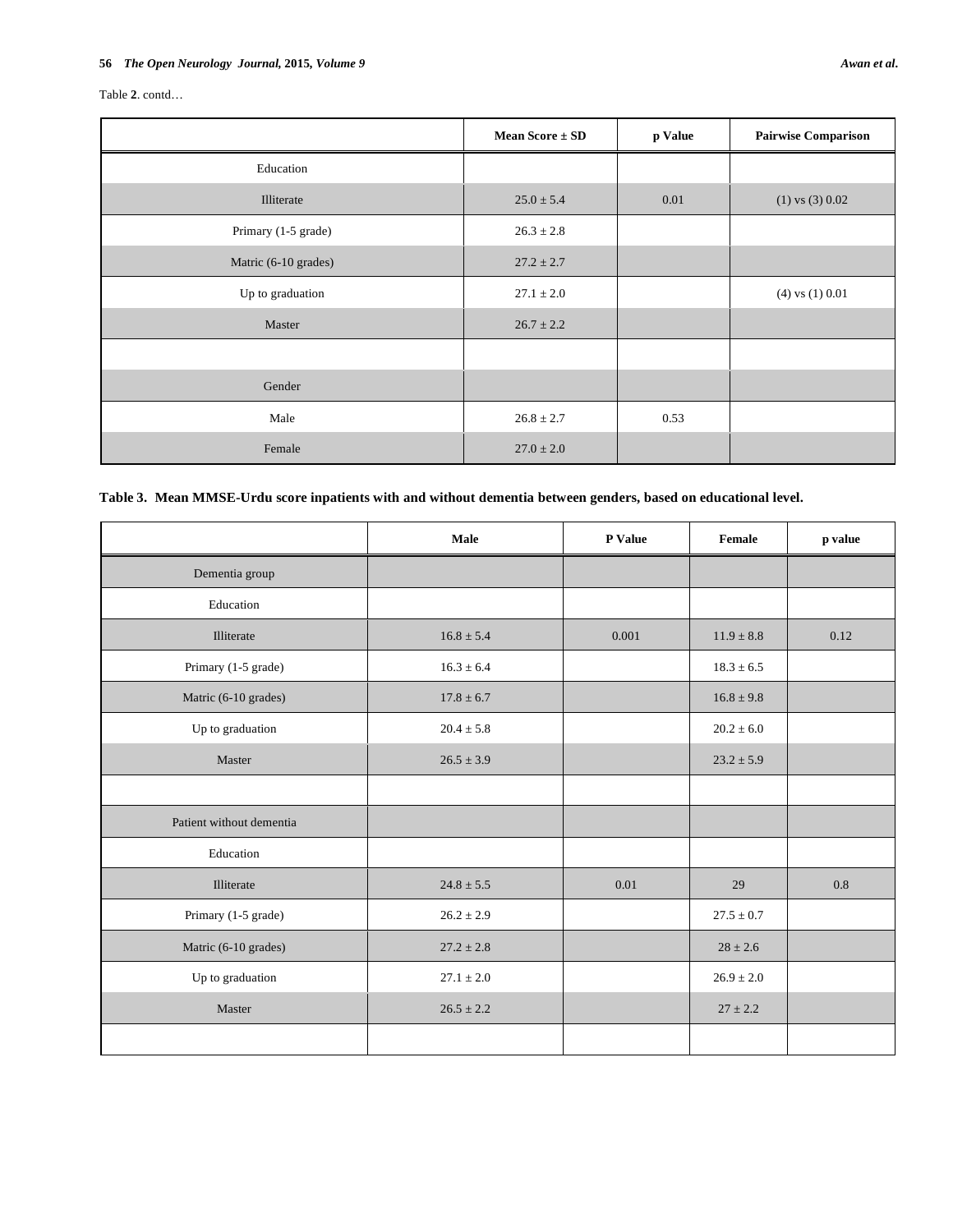Table **2**. contd…

| | Mean Score ± SD | p Value | Pairwise Comparison |
|---|---|---|---|
| Education | | | |
| Illiterate | 25.0 ± 5.4 | 0.01 | (1) vs (3) 0.02 |
| Primary (1-5 grade) | 26.3 ± 2.8 | | |
| Matric (6-10 grades) | 27.2 ± 2.7 | | |
| Up to graduation | 27.1 ± 2.0 | | (4) vs (1) 0.01 |
| Master | 26.7 ± 2.2 | | |
| | | | |
| Gender | | | |
| Male | 26.8 ± 2.7 | 0.53 | |
| Female | 27.0 ± 2.0 | | |

**Table 3. Mean MMSE-Urdu score inpatients with and without dementia between genders, based on educational level.**

| | Male | P Value | Female | p value |
|---|---|---|---|---|
| Dementia group | | | | |
| Education | | | | |
| Illiterate | 16.8 ± 5.4 | 0.001 | 11.9 ± 8.8 | 0.12 |
| Primary (1-5 grade) | 16.3 ± 6.4 | | 18.3 ± 6.5 | |
| Matric (6-10 grades) | 17.8 ± 6.7 | | 16.8 ± 9.8 | |
| Up to graduation | 20.4 ± 5.8 | | 20.2 ± 6.0 | |
| Master | 26.5 ± 3.9 | | 23.2 ± 5.9 | |
| | | | | |
| Patient without dementia | | | | |
| Education | | | | |
| Illiterate | 24.8 ± 5.5 | 0.01 | 29 | 0.8 |
| Primary (1-5 grade) | 26.2 ± 2.9 | | 27.5 ± 0.7 | |
| Matric (6-10 grades) | 27.2 ± 2.8 | | 28 ± 2.6 | |
| Up to graduation | 27.1 ± 2.0 | | 26.9 ± 2.0 | |
| Master | 26.5 ± 2.2 | | 27 ± 2.2 | |
| | | | | |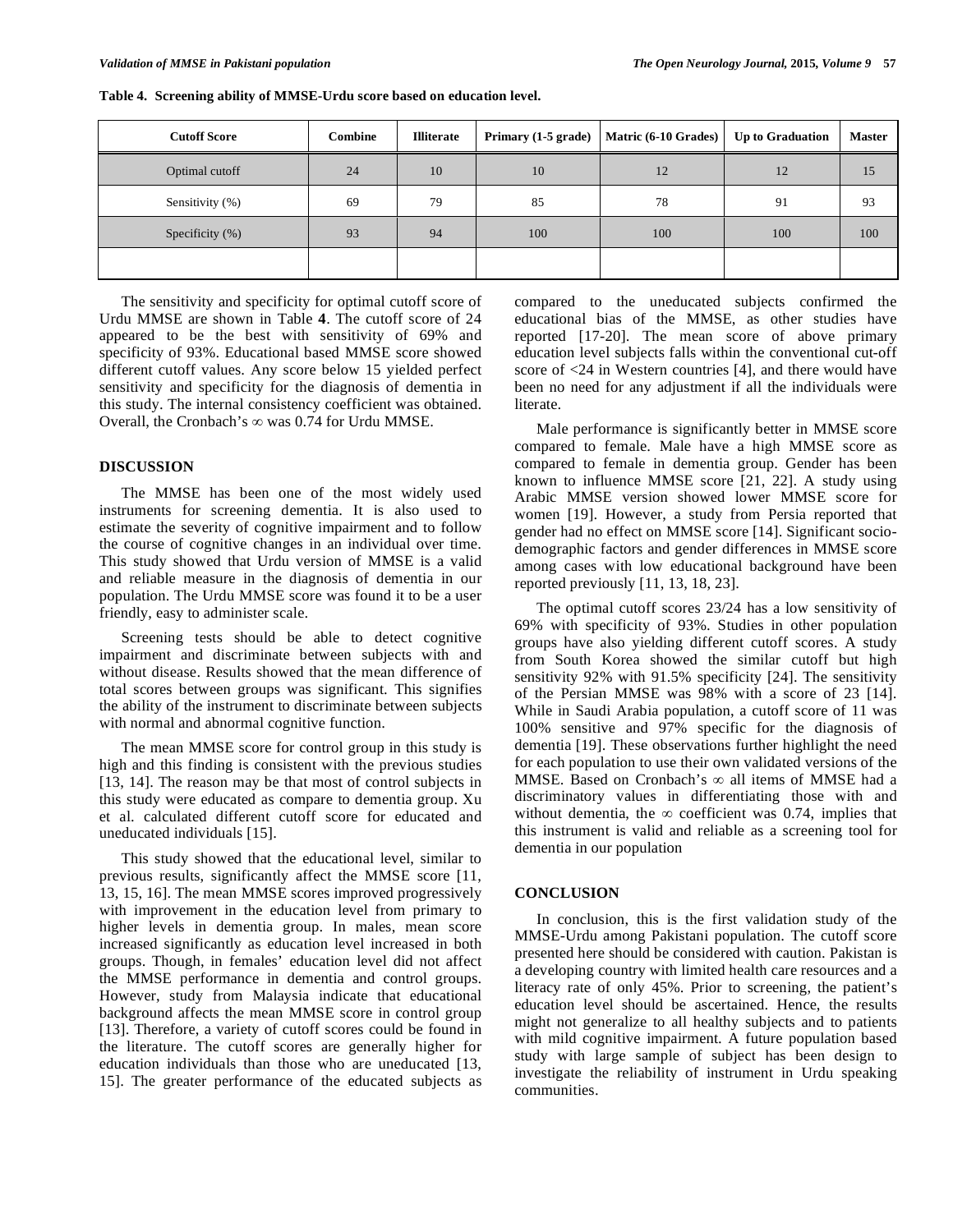**Table 4. Screening ability of MMSE-Urdu score based on education level.**

| Cutoff Score | Combine | Illiterate | Primary (1-5 grade) | Matric (6-10 Grades) | Up to Graduation | Master |
|---|---|---|---|---|---|---|
| Optimal cutoff | 24 | 10 | 10 | 12 | 12 | 15 |
| Sensitivity (%) | 69 | 79 | 85 | 78 | 91 | 93 |
| Specificity (%) | 93 | 94 | 100 | 100 | 100 | 100 |
| | | | | | | |

The sensitivity and specificity for optimal cutoff score of Urdu MMSE are shown in Table **4**. The cutoff score of 24 appeared to be the best with sensitivity of 69% and specificity of 93%. Educational based MMSE score showed different cutoff values. Any score below 15 yielded perfect sensitivity and specificity for the diagnosis of dementia in this study. The internal consistency coefficient was obtained. Overall, the Cronbach's ∞ was 0.74 for Urdu MMSE.

## DISCUSSION

The MMSE has been one of the most widely used instruments for screening dementia. It is also used to estimate the severity of cognitive impairment and to follow the course of cognitive changes in an individual over time. This study showed that Urdu version of MMSE is a valid and reliable measure in the diagnosis of dementia in our population. The Urdu MMSE score was found it to be a user friendly, easy to administer scale.

Screening tests should be able to detect cognitive impairment and discriminate between subjects with and without disease. Results showed that the mean difference of total scores between groups was significant. This signifies the ability of the instrument to discriminate between subjects with normal and abnormal cognitive function.

The mean MMSE score for control group in this study is high and this finding is consistent with the previous studies [13, 14]. The reason may be that most of control subjects in this study were educated as compare to dementia group. Xu et al. calculated different cutoff score for educated and uneducated individuals [15].

This study showed that the educational level, similar to previous results, significantly affect the MMSE score [11, 13, 15, 16]. The mean MMSE scores improved progressively with improvement in the education level from primary to higher levels in dementia group. In males, mean score increased significantly as education level increased in both groups. Though, in females' education level did not affect the MMSE performance in dementia and control groups. However, study from Malaysia indicate that educational background affects the mean MMSE score in control group [13]. Therefore, a variety of cutoff scores could be found in the literature. The cutoff scores are generally higher for education individuals than those who are uneducated [13, 15]. The greater performance of the educated subjects as compared to the uneducated subjects confirmed the educational bias of the MMSE, as other studies have reported [17-20]. The mean score of above primary education level subjects falls within the conventional cut-off score of <24 in Western countries [4], and there would have been no need for any adjustment if all the individuals were literate.

Male performance is significantly better in MMSE score compared to female. Male have a high MMSE score as compared to female in dementia group. Gender has been known to influence MMSE score [21, 22]. A study using Arabic MMSE version showed lower MMSE score for women [19]. However, a study from Persia reported that gender had no effect on MMSE score [14]. Significant socio-demographic factors and gender differences in MMSE score among cases with low educational background have been reported previously [11, 13, 18, 23].

The optimal cutoff scores 23/24 has a low sensitivity of 69% with specificity of 93%. Studies in other population groups have also yielding different cutoff scores. A study from South Korea showed the similar cutoff but high sensitivity 92% with 91.5% specificity [24]. The sensitivity of the Persian MMSE was 98% with a score of 23 [14]. While in Saudi Arabia population, a cutoff score of 11 was 100% sensitive and 97% specific for the diagnosis of dementia [19]. These observations further highlight the need for each population to use their own validated versions of the MMSE. Based on Cronbach's ∞ all items of MMSE had a discriminatory values in differentiating those with and without dementia, the ∞ coefficient was 0.74, implies that this instrument is valid and reliable as a screening tool for dementia in our population

## CONCLUSION

In conclusion, this is the first validation study of the MMSE-Urdu among Pakistani population. The cutoff score presented here should be considered with caution. Pakistan is a developing country with limited health care resources and a literacy rate of only 45%. Prior to screening, the patient's education level should be ascertained. Hence, the results might not generalize to all healthy subjects and to patients with mild cognitive impairment. A future population based study with large sample of subject has been design to investigate the reliability of instrument in Urdu speaking communities.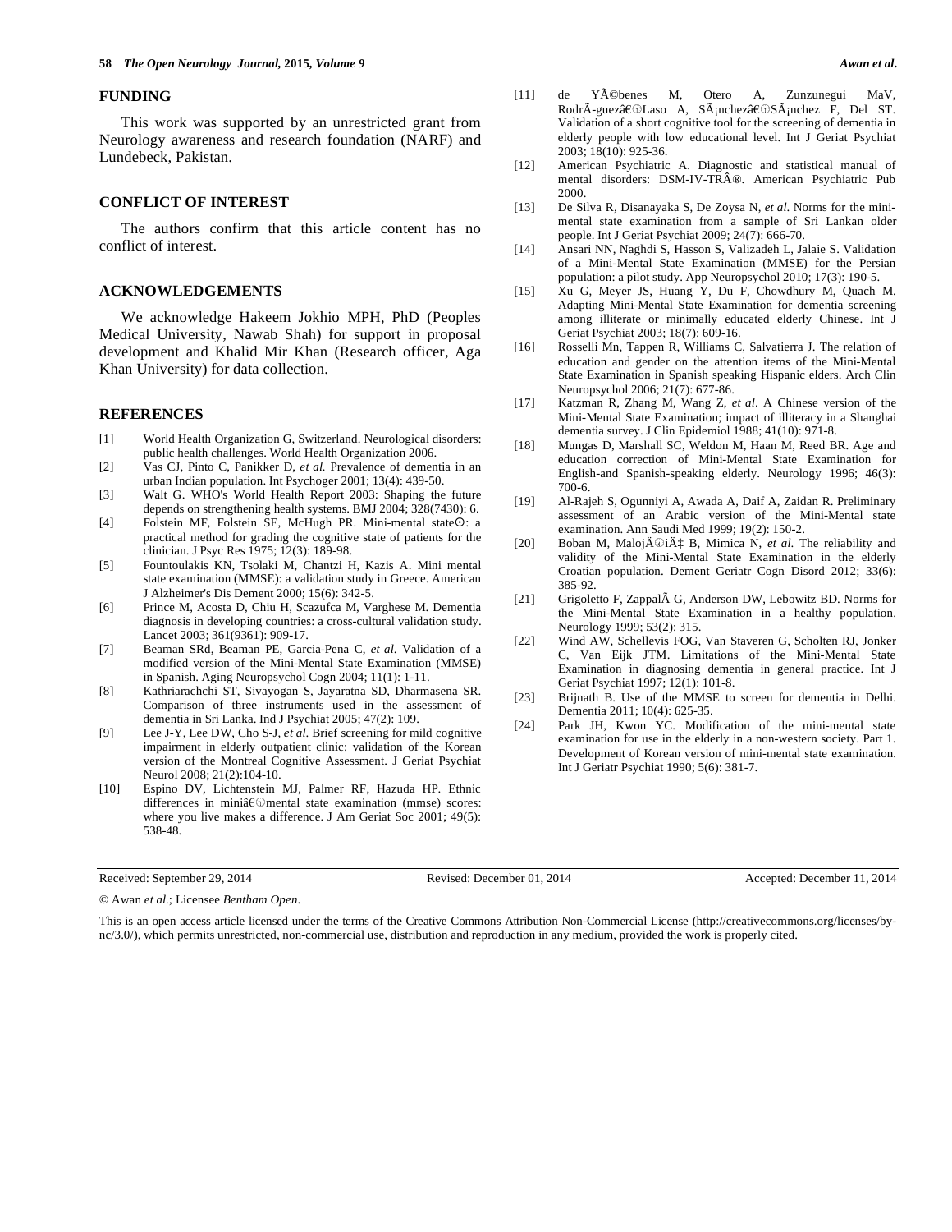## FUNDING

This work was supported by an unrestricted grant from Neurology awareness and research foundation (NARF) and Lundebeck, Pakistan.

## CONFLICT OF INTEREST

The authors confirm that this article content has no conflict of interest.

## ACKNOWLEDGEMENTS

We acknowledge Hakeem Jokhio MPH, PhD (Peoples Medical University, Nawab Shah) for support in proposal development and Khalid Mir Khan (Research officer, Aga Khan University) for data collection.

## REFERENCES

[1] World Health Organization G, Switzerland. Neurological disorders: public health challenges. World Health Organization 2006.

[2] Vas CJ, Pinto C, Panikker D, *et al.* Prevalence of dementia in an urban Indian population. Int Psychoger 2001; 13(4): 439-50.

[3] Walt G. WHO's World Health Report 2003: Shaping the future depends on strengthening health systems. BMJ 2004; 328(7430): 6.

[4] Folstein MF, Folstein SE, McHugh PR. Mini-mental state⊙: a practical method for grading the cognitive state of patients for the clinician. J Psyc Res 1975; 12(3): 189-98.

[5] Fountoulakis KN, Tsolaki M, Chantzi H, Kazis A. Mini mental state examination (MMSE): a validation study in Greece. American J Alzheimer's Dis Dement 2000; 15(6): 342-5.

[6] Prince M, Acosta D, Chiu H, Scazufca M, Varghese M. Dementia diagnosis in developing countries: a cross-cultural validation study. Lancet 2003; 361(9361): 909-17.

[7] Beaman SRd, Beaman PE, Garcia-Pena C, *et al.* Validation of a modified version of the Mini-Mental State Examination (MMSE) in Spanish. Aging Neuropsychol Cogn 2004; 11(1): 1-11.

[8] Kathriarachchi ST, Sivayogan S, Jayaratna SD, Dharmasena SR. Comparison of three instruments used in the assessment of dementia in Sri Lanka. Ind J Psychiat 2005; 47(2): 109.

[9] Lee J-Y, Lee DW, Cho S-J, *et al.* Brief screening for mild cognitive impairment in elderly outpatient clinic: validation of the Korean version of the Montreal Cognitive Assessment. J Geriat Psychiat Neurol 2008; 21(2):104-10.

[10] Espino DV, Lichtenstein MJ, Palmer RF, Hazuda HP. Ethnic differences in miniâ€⊙mental state examination (mmse) scores: where you live makes a difference. J Am Geriat Soc 2001; 49(5): 538-48.

[11] de YÃ©benes M, Otero A, Zunzunegui MaV, RodrÃ-guezâ€⊙Laso A, SÃ¡nchezâ€⊙SÃ¡nchez F, Del ST. Validation of a short cognitive tool for the screening of dementia in elderly people with low educational level. Int J Geriat Psychiat 2003; 18(10): 925-36.

[12] American Psychiatric A. Diagnostic and statistical manual of mental disorders: DSM-IV-TRÂ®. American Psychiatric Pub 2000.

[13] De Silva R, Disanayaka S, De Zoysa N, *et al.* Norms for the mini-mental state examination from a sample of Sri Lankan older people. Int J Geriat Psychiat 2009; 24(7): 666-70.

[14] Ansari NN, Naghdi S, Hasson S, Valizadeh L, Jalaie S. Validation of a Mini-Mental State Examination (MMSE) for the Persian population: a pilot study. App Neuropsychol 2010; 17(3): 190-5.

[15] Xu G, Meyer JS, Huang Y, Du F, Chowdhury M, Quach M. Adapting Mini-Mental State Examination for dementia screening among illiterate or minimally educated elderly Chinese. Int J Geriat Psychiat 2003; 18(7): 609-16.

[16] Rosselli Mn, Tappen R, Williams C, Salvatierra J. The relation of education and gender on the attention items of the Mini-Mental State Examination in Spanish speaking Hispanic elders. Arch Clin Neuropsychol 2006; 21(7): 677-86.

[17] Katzman R, Zhang M, Wang Z, *et al.* A Chinese version of the Mini-Mental State Examination; impact of illiteracy in a Shanghai dementia survey. J Clin Epidemiol 1988; 41(10): 971-8.

[18] Mungas D, Marshall SC, Weldon M, Haan M, Reed BR. Age and education correction of Mini-Mental State Examination for English-and Spanish-speaking elderly. Neurology 1996; 46(3): 700-6.

[19] Al-Rajeh S, Ogunniyi A, Awada A, Daif A, Zaidan R. Preliminary assessment of an Arabic version of the Mini-Mental state examination. Ann Saudi Med 1999; 19(2): 150-2.

[20] Boban M, MalojÄ⊙iÄ‡ B, Mimica N, *et al.* The reliability and validity of the Mini-Mental State Examination in the elderly Croatian population. Dement Geriatr Cogn Disord 2012; 33(6): 385-92.

[21] Grigoletto F, ZappalÃ G, Anderson DW, Lebowitz BD. Norms for the Mini-Mental State Examination in a healthy population. Neurology 1999; 53(2): 315.

[22] Wind AW, Schellevis FOG, Van Staveren G, Scholten RJ, Jonker C, Van Eijk JTM. Limitations of the Mini-Mental State Examination in diagnosing dementia in general practice. Int J Geriat Psychiat 1997; 12(1): 101-8.

[23] Brijnath B. Use of the MMSE to screen for dementia in Delhi. Dementia 2011; 10(4): 625-35.

[24] Park JH, Kwon YC. Modification of the mini-mental state examination for use in the elderly in a non-western society. Part 1. Development of Korean version of mini-mental state examination. Int J Geriatr Psychiat 1990; 5(6): 381-7.

Received: September 29, 2014 Revised: December 01, 2014 Accepted: December 11, 2014

© Awan *et al.*; Licensee *Bentham Open*.

This is an open access article licensed under the terms of the Creative Commons Attribution Non-Commercial License (http://creativecommons.org/licenses/by-nc/3.0/), which permits unrestricted, non-commercial use, distribution and reproduction in any medium, provided the work is properly cited.